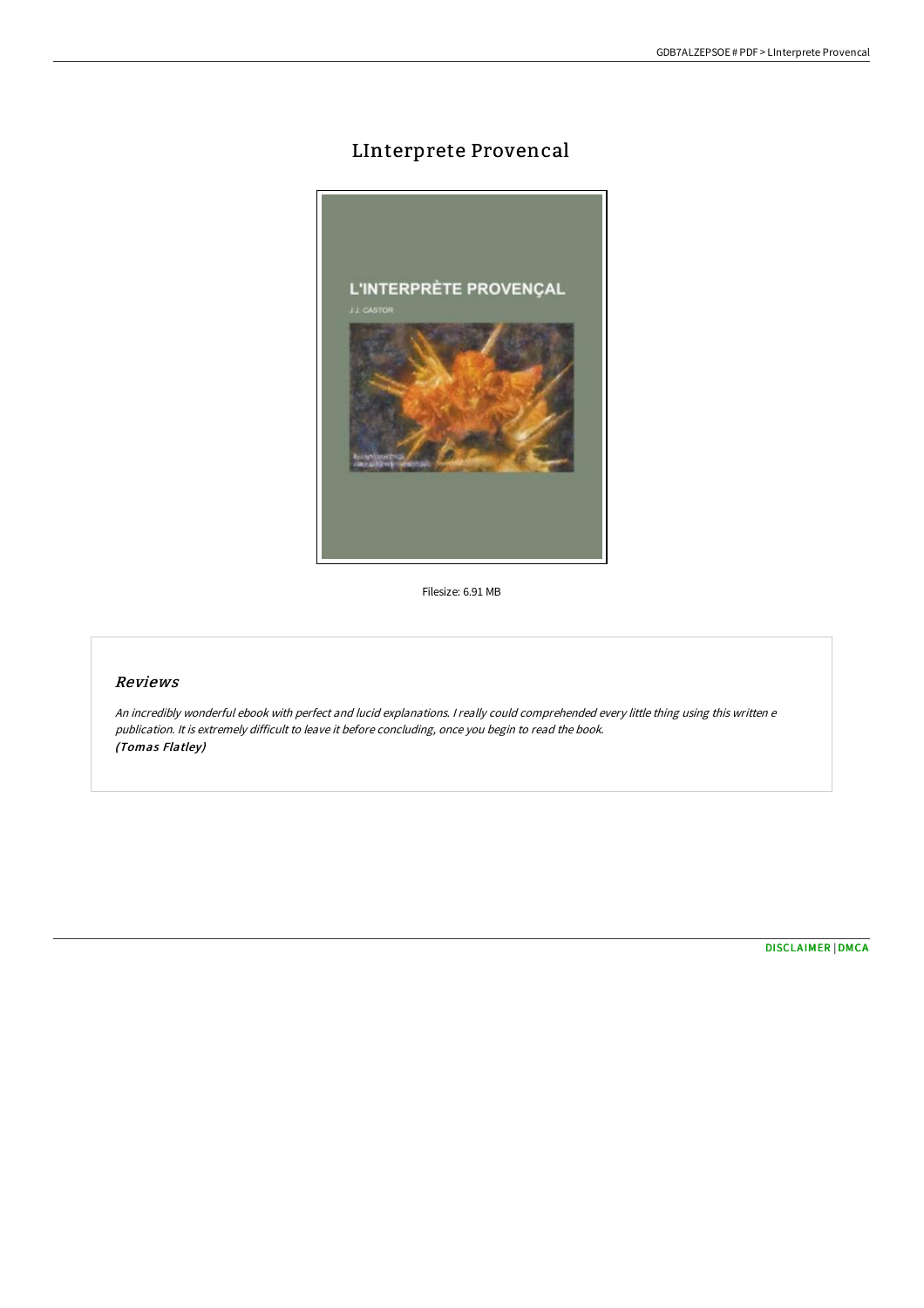# LInterprete Provencal

Filesize: 6.91 MB

## *Reviews*

*An incredibly wonderful ebook with perfect and lucid explanations. I really could comprehended every little thing using this written e publication. It is extremely difficult to leave it before concluding, once you begin to read the book.*
*(Tomas Flatley)*

DISCLAIMER | DMCA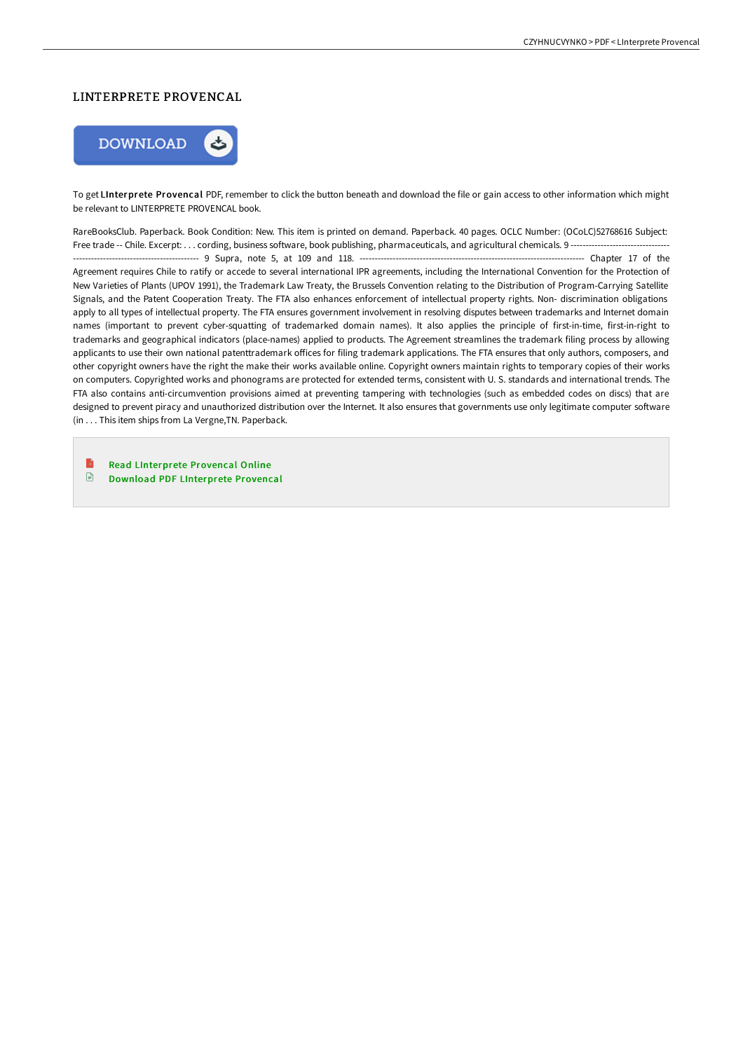## LINTERPRETE PROVENCAL

DOWNLOAD

To get **LInterprete Provencal** PDF, remember to click the button beneath and download the file or gain access to other information which might be relevant to LINTERPRETE PROVENCAL book.

RareBooksClub. Paperback. Book Condition: New. This item is printed on demand. Paperback. 40 pages. OCLC Number: (OCoLC)52768616 Subject: Free trade -- Chile. Excerpt: . . . cording, business software, book publishing, pharmaceuticals, and agricultural chemicals. 9 ------------------------------------------------------------------------ 9 Supra, note 5, at 109 and 118. ------------------------------------------------------------------------ Chapter 17 of the Agreement requires Chile to ratify or accede to several international IPR agreements, including the International Convention for the Protection of New Varieties of Plants (UPOV 1991), the Trademark Law Treaty, the Brussels Convention relating to the Distribution of Program-Carrying Satellite Signals, and the Patent Cooperation Treaty. The FTA also enhances enforcement of intellectual property rights. Non- discrimination obligations apply to all types of intellectual property. The FTA ensures government involvement in resolving disputes between trademarks and Internet domain names (important to prevent cyber-squatting of trademarked domain names). It also applies the principle of first-in-time, first-in-right to trademarks and geographical indicators (place-names) applied to products. The Agreement streamlines the trademark filing process by allowing applicants to use their own national patenttrademark offices for filing trademark applications. The FTA ensures that only authors, composers, and other copyright owners have the right the make their works available online. Copyright owners maintain rights to temporary copies of their works on computers. Copyrighted works and phonograms are protected for extended terms, consistent with U. S. standards and international trends. The FTA also contains anti-circumvention provisions aimed at preventing tampering with technologies (such as embedded codes on discs) that are designed to prevent piracy and unauthorized distribution over the Internet. It also ensures that governments use only legitimate computer software (in . . . This item ships from La Vergne,TN. Paperback.

- Read LInterprete Provencal Online
- Download PDF LInterprete Provencal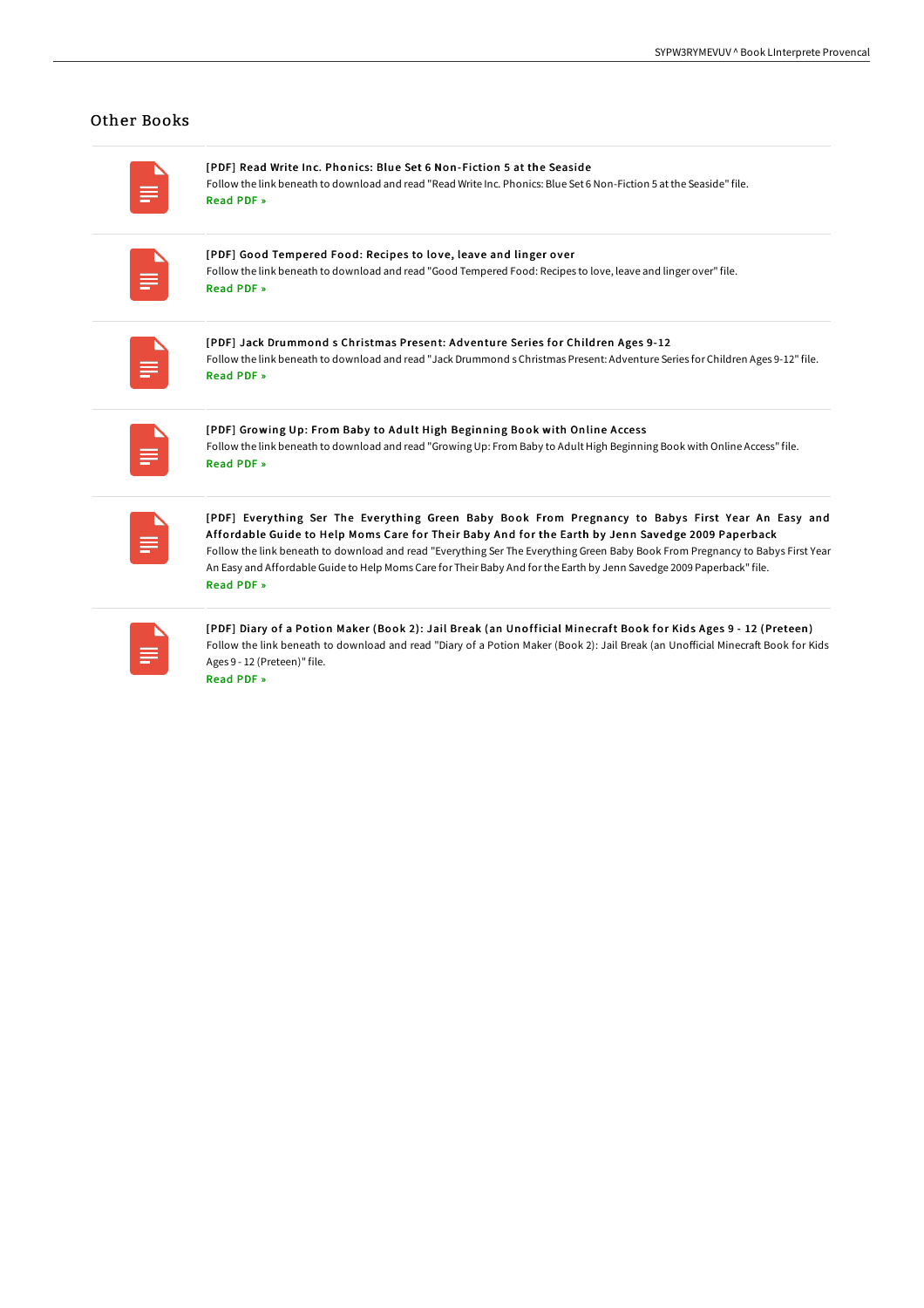## Other Books

[PDF] Read Write Inc. Phonics: Blue Set 6 Non-Fiction 5 at the Seaside
Follow the link beneath to download and read "Read Write Inc. Phonics: Blue Set 6 Non-Fiction 5 at the Seaside" file.
Read PDF »

[PDF] Good Tempered Food: Recipes to love, leave and linger over
Follow the link beneath to download and read "Good Tempered Food: Recipes to love, leave and linger over" file.
Read PDF »

[PDF] Jack Drummond s Christmas Present: Adventure Series for Children Ages 9-12
Follow the link beneath to download and read "Jack Drummond s Christmas Present: Adventure Series for Children Ages 9-12" file.
Read PDF »

[PDF] Growing Up: From Baby to Adult High Beginning Book with Online Access
Follow the link beneath to download and read "Growing Up: From Baby to Adult High Beginning Book with Online Access" file.
Read PDF »

[PDF] Everything Ser The Everything Green Baby Book From Pregnancy to Babys First Year An Easy and Affordable Guide to Help Moms Care for Their Baby And for the Earth by Jenn Savedge 2009 Paperback
Follow the link beneath to download and read "Everything Ser The Everything Green Baby Book From Pregnancy to Babys First Year An Easy and Affordable Guide to Help Moms Care for Their Baby And for the Earth by Jenn Savedge 2009 Paperback" file.
Read PDF »

[PDF] Diary of a Potion Maker (Book 2): Jail Break (an Unofficial Minecraft Book for Kids Ages 9 - 12 (Preteen)
Follow the link beneath to download and read "Diary of a Potion Maker (Book 2): Jail Break (an Unofficial Minecraft Book for Kids Ages 9 - 12 (Preteen)" file.
Read PDF »